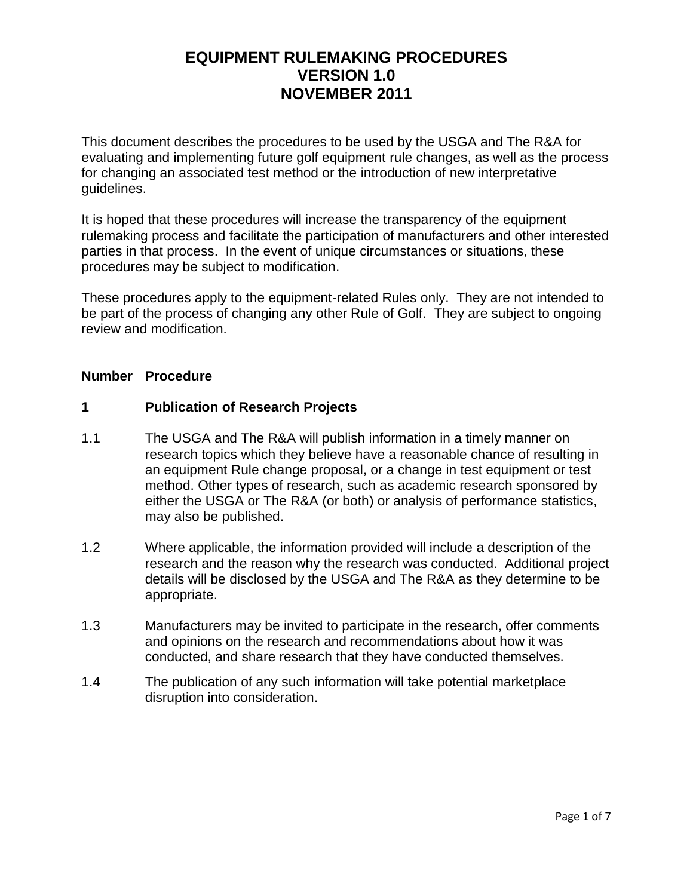# EQUIPMENT RULEMAKING PROCEDURES
# VERSION 1.0
# NOVEMBER 2011

This document describes the procedures to be used by the USGA and The R&A for evaluating and implementing future golf equipment rule changes, as well as the process for changing an associated test method or the introduction of new interpretative guidelines.

It is hoped that these procedures will increase the transparency of the equipment rulemaking process and facilitate the participation of manufacturers and other interested parties in that process. In the event of unique circumstances or situations, these procedures may be subject to modification.

These procedures apply to the equipment-related Rules only. They are not intended to be part of the process of changing any other Rule of Golf. They are subject to ongoing review and modification.

**Number Procedure**

## 1 Publication of Research Projects

1.1 The USGA and The R&A will publish information in a timely manner on research topics which they believe have a reasonable chance of resulting in an equipment Rule change proposal, or a change in test equipment or test method. Other types of research, such as academic research sponsored by either the USGA or The R&A (or both) or analysis of performance statistics, may also be published.

1.2 Where applicable, the information provided will include a description of the research and the reason why the research was conducted. Additional project details will be disclosed by the USGA and The R&A as they determine to be appropriate.

1.3 Manufacturers may be invited to participate in the research, offer comments and opinions on the research and recommendations about how it was conducted, and share research that they have conducted themselves.

1.4 The publication of any such information will take potential marketplace disruption into consideration.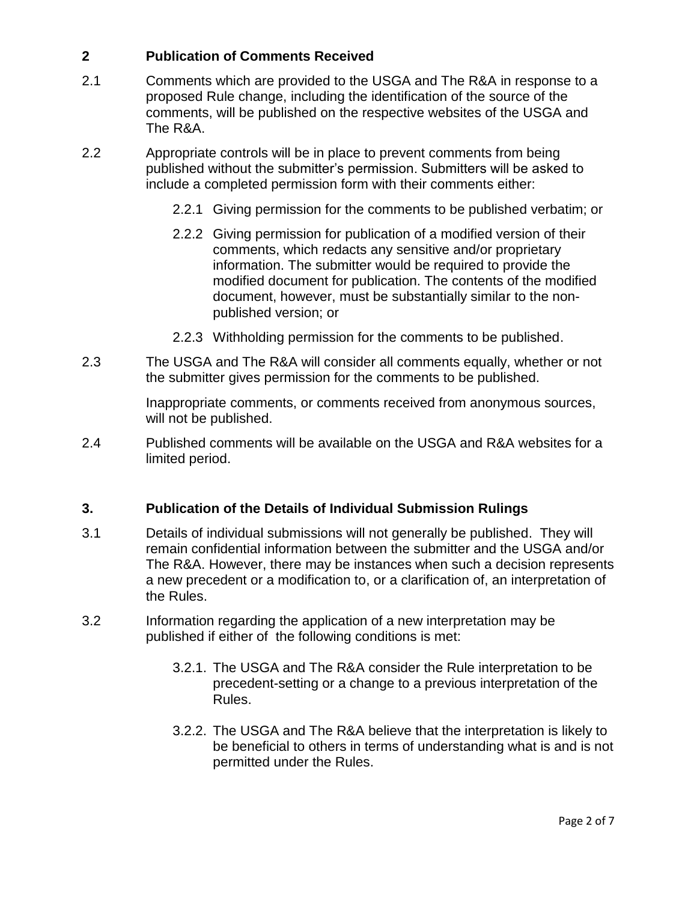## 2 Publication of Comments Received

2.1 Comments which are provided to the USGA and The R&A in response to a proposed Rule change, including the identification of the source of the comments, will be published on the respective websites of the USGA and The R&A.

2.2 Appropriate controls will be in place to prevent comments from being published without the submitter's permission. Submitters will be asked to include a completed permission form with their comments either:

- 2.2.1 Giving permission for the comments to be published verbatim; or
- 2.2.2 Giving permission for publication of a modified version of their comments, which redacts any sensitive and/or proprietary information. The submitter would be required to provide the modified document for publication. The contents of the modified document, however, must be substantially similar to the non-published version; or
- 2.2.3 Withholding permission for the comments to be published.

2.3 The USGA and The R&A will consider all comments equally, whether or not the submitter gives permission for the comments to be published.

Inappropriate comments, or comments received from anonymous sources, will not be published.

2.4 Published comments will be available on the USGA and R&A websites for a limited period.

## 3. Publication of the Details of Individual Submission Rulings

3.1 Details of individual submissions will not generally be published. They will remain confidential information between the submitter and the USGA and/or The R&A. However, there may be instances when such a decision represents a new precedent or a modification to, or a clarification of, an interpretation of the Rules.

3.2 Information regarding the application of a new interpretation may be published if either of the following conditions is met:

- 3.2.1. The USGA and The R&A consider the Rule interpretation to be precedent-setting or a change to a previous interpretation of the Rules.
- 3.2.2. The USGA and The R&A believe that the interpretation is likely to be beneficial to others in terms of understanding what is and is not permitted under the Rules.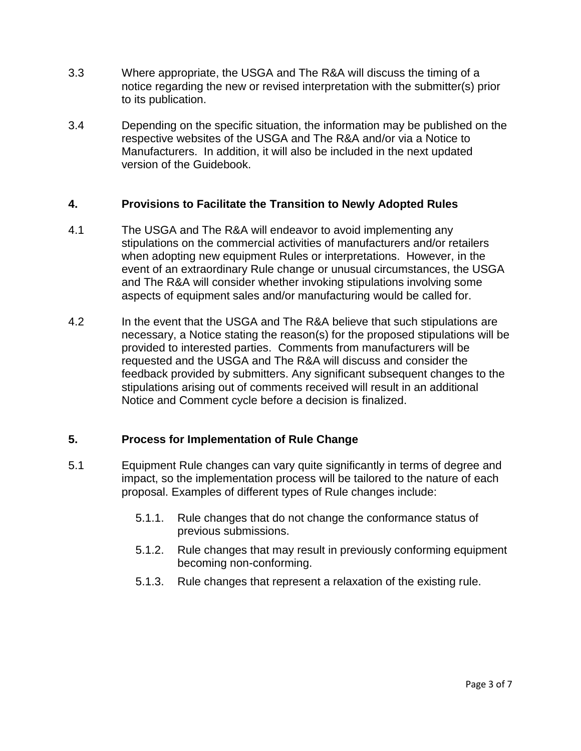3.3 Where appropriate, the USGA and The R&A will discuss the timing of a notice regarding the new or revised interpretation with the submitter(s) prior to its publication.

3.4 Depending on the specific situation, the information may be published on the respective websites of the USGA and The R&A and/or via a Notice to Manufacturers. In addition, it will also be included in the next updated version of the Guidebook.

## 4. Provisions to Facilitate the Transition to Newly Adopted Rules

4.1 The USGA and The R&A will endeavor to avoid implementing any stipulations on the commercial activities of manufacturers and/or retailers when adopting new equipment Rules or interpretations. However, in the event of an extraordinary Rule change or unusual circumstances, the USGA and The R&A will consider whether invoking stipulations involving some aspects of equipment sales and/or manufacturing would be called for.

4.2 In the event that the USGA and The R&A believe that such stipulations are necessary, a Notice stating the reason(s) for the proposed stipulations will be provided to interested parties. Comments from manufacturers will be requested and the USGA and The R&A will discuss and consider the feedback provided by submitters. Any significant subsequent changes to the stipulations arising out of comments received will result in an additional Notice and Comment cycle before a decision is finalized.

## 5. Process for Implementation of Rule Change

5.1 Equipment Rule changes can vary quite significantly in terms of degree and impact, so the implementation process will be tailored to the nature of each proposal. Examples of different types of Rule changes include:

- 5.1.1. Rule changes that do not change the conformance status of previous submissions.
- 5.1.2. Rule changes that may result in previously conforming equipment becoming non-conforming.
- 5.1.3. Rule changes that represent a relaxation of the existing rule.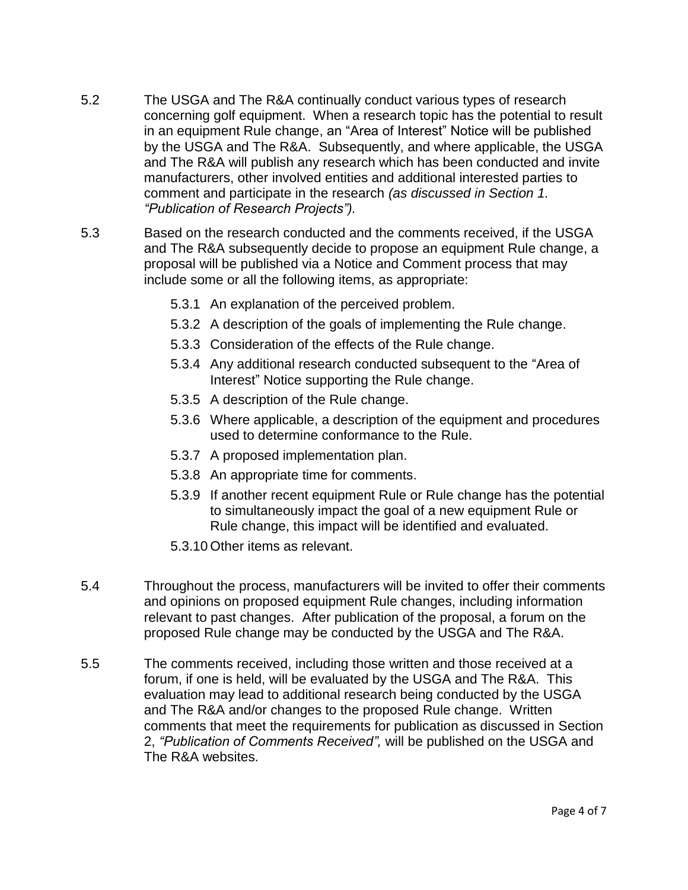5.2 The USGA and The R&A continually conduct various types of research concerning golf equipment. When a research topic has the potential to result in an equipment Rule change, an "Area of Interest" Notice will be published by the USGA and The R&A. Subsequently, and where applicable, the USGA and The R&A will publish any research which has been conducted and invite manufacturers, other involved entities and additional interested parties to comment and participate in the research *(as discussed in Section 1. "Publication of Research Projects").*

5.3 Based on the research conducted and the comments received, if the USGA and The R&A subsequently decide to propose an equipment Rule change, a proposal will be published via a Notice and Comment process that may include some or all the following items, as appropriate:

- 5.3.1 An explanation of the perceived problem.
- 5.3.2 A description of the goals of implementing the Rule change.
- 5.3.3 Consideration of the effects of the Rule change.
- 5.3.4 Any additional research conducted subsequent to the "Area of Interest" Notice supporting the Rule change.
- 5.3.5 A description of the Rule change.
- 5.3.6 Where applicable, a description of the equipment and procedures used to determine conformance to the Rule.
- 5.3.7 A proposed implementation plan.
- 5.3.8 An appropriate time for comments.
- 5.3.9 If another recent equipment Rule or Rule change has the potential to simultaneously impact the goal of a new equipment Rule or Rule change, this impact will be identified and evaluated.
- 5.3.10 Other items as relevant.

5.4 Throughout the process, manufacturers will be invited to offer their comments and opinions on proposed equipment Rule changes, including information relevant to past changes. After publication of the proposal, a forum on the proposed Rule change may be conducted by the USGA and The R&A.

5.5 The comments received, including those written and those received at a forum, if one is held, will be evaluated by the USGA and The R&A. This evaluation may lead to additional research being conducted by the USGA and The R&A and/or changes to the proposed Rule change. Written comments that meet the requirements for publication as discussed in Section 2, *"Publication of Comments Received",* will be published on the USGA and The R&A websites.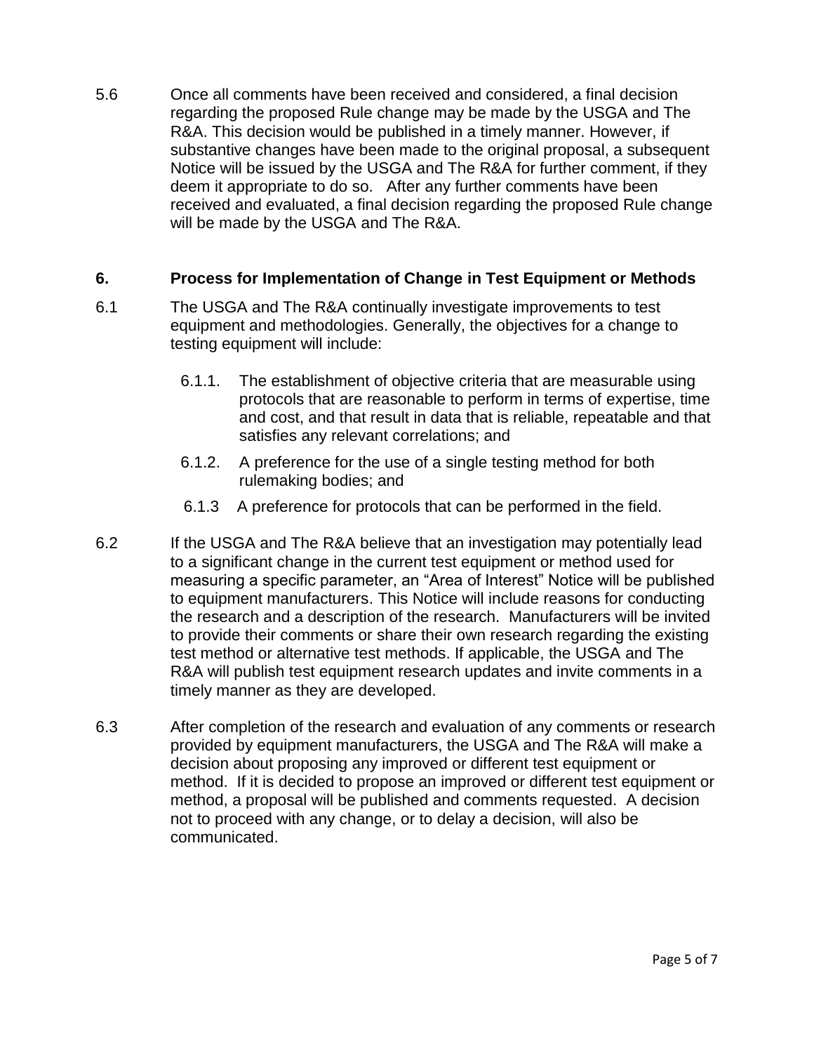5.6 Once all comments have been received and considered, a final decision regarding the proposed Rule change may be made by the USGA and The R&A. This decision would be published in a timely manner. However, if substantive changes have been made to the original proposal, a subsequent Notice will be issued by the USGA and The R&A for further comment, if they deem it appropriate to do so. After any further comments have been received and evaluated, a final decision regarding the proposed Rule change will be made by the USGA and The R&A.

## 6. Process for Implementation of Change in Test Equipment or Methods

6.1 The USGA and The R&A continually investigate improvements to test equipment and methodologies. Generally, the objectives for a change to testing equipment will include:

- 6.1.1. The establishment of objective criteria that are measurable using protocols that are reasonable to perform in terms of expertise, time and cost, and that result in data that is reliable, repeatable and that satisfies any relevant correlations; and
- 6.1.2. A preference for the use of a single testing method for both rulemaking bodies; and
- 6.1.3 A preference for protocols that can be performed in the field.

6.2 If the USGA and The R&A believe that an investigation may potentially lead to a significant change in the current test equipment or method used for measuring a specific parameter, an "Area of Interest" Notice will be published to equipment manufacturers. This Notice will include reasons for conducting the research and a description of the research. Manufacturers will be invited to provide their comments or share their own research regarding the existing test method or alternative test methods. If applicable, the USGA and The R&A will publish test equipment research updates and invite comments in a timely manner as they are developed.

6.3 After completion of the research and evaluation of any comments or research provided by equipment manufacturers, the USGA and The R&A will make a decision about proposing any improved or different test equipment or method. If it is decided to propose an improved or different test equipment or method, a proposal will be published and comments requested. A decision not to proceed with any change, or to delay a decision, will also be communicated.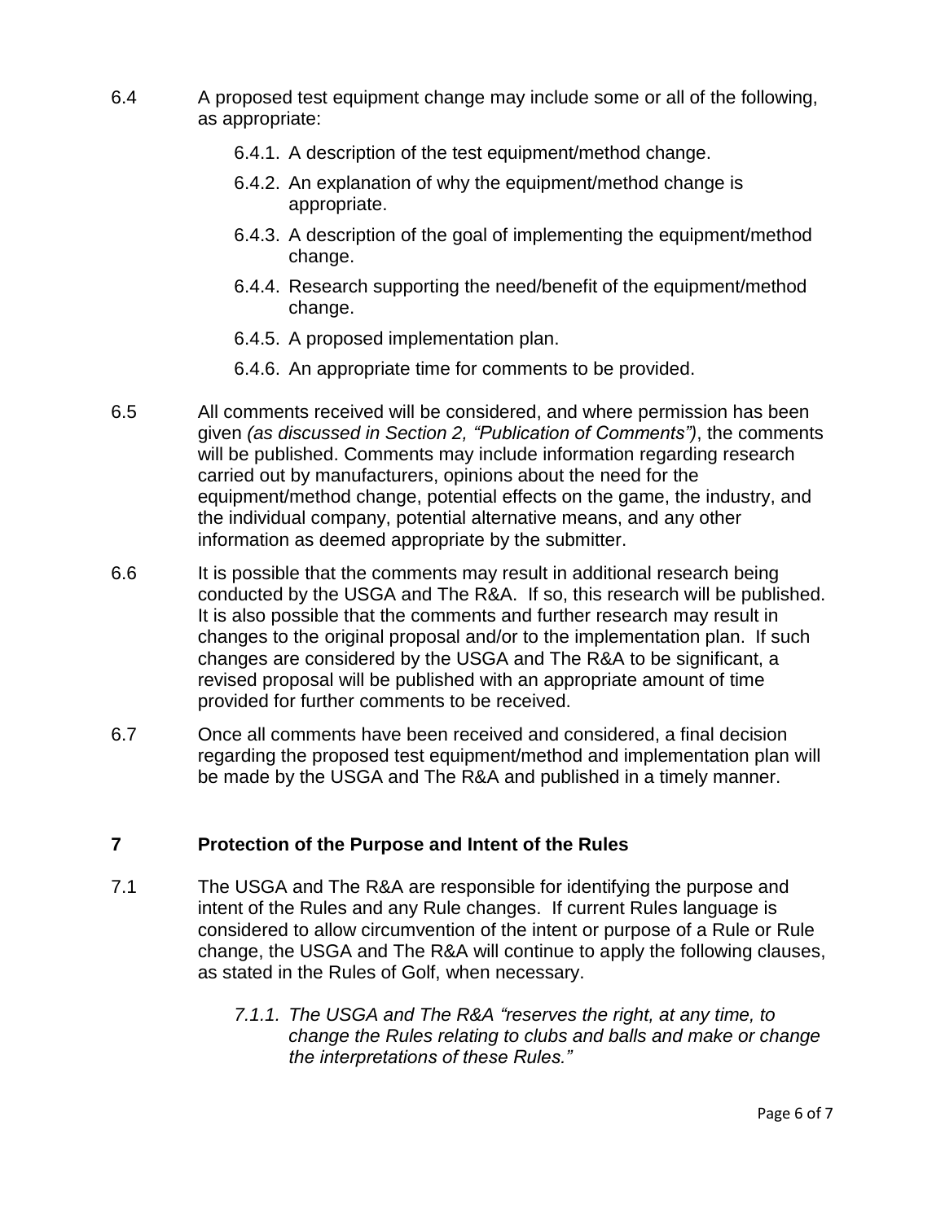6.4 A proposed test equipment change may include some or all of the following, as appropriate:

- 6.4.1. A description of the test equipment/method change.
- 6.4.2. An explanation of why the equipment/method change is appropriate.
- 6.4.3. A description of the goal of implementing the equipment/method change.
- 6.4.4. Research supporting the need/benefit of the equipment/method change.
- 6.4.5. A proposed implementation plan.
- 6.4.6. An appropriate time for comments to be provided.

6.5 All comments received will be considered, and where permission has been given *(as discussed in Section 2, "Publication of Comments")*, the comments will be published. Comments may include information regarding research carried out by manufacturers, opinions about the need for the equipment/method change, potential effects on the game, the industry, and the individual company, potential alternative means, and any other information as deemed appropriate by the submitter.

6.6 It is possible that the comments may result in additional research being conducted by the USGA and The R&A. If so, this research will be published. It is also possible that the comments and further research may result in changes to the original proposal and/or to the implementation plan. If such changes are considered by the USGA and The R&A to be significant, a revised proposal will be published with an appropriate amount of time provided for further comments to be received.

6.7 Once all comments have been received and considered, a final decision regarding the proposed test equipment/method and implementation plan will be made by the USGA and The R&A and published in a timely manner.

## 7 Protection of the Purpose and Intent of the Rules

7.1 The USGA and The R&A are responsible for identifying the purpose and intent of the Rules and any Rule changes. If current Rules language is considered to allow circumvention of the intent or purpose of a Rule or Rule change, the USGA and The R&A will continue to apply the following clauses, as stated in the Rules of Golf, when necessary.

- *7.1.1. The USGA and The R&A "reserves the right, at any time, to change the Rules relating to clubs and balls and make or change the interpretations of these Rules."*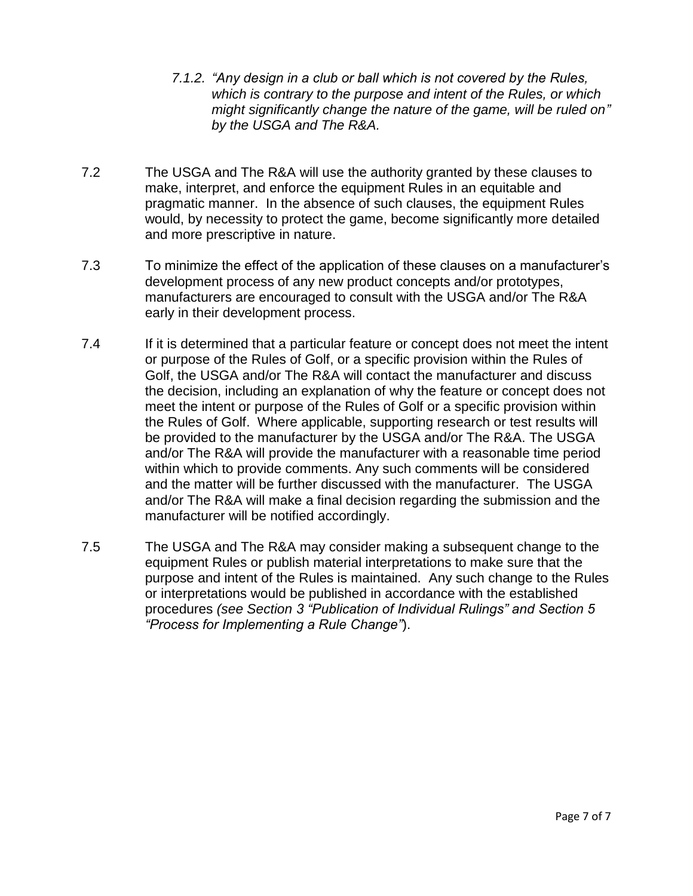*7.1.2. "Any design in a club or ball which is not covered by the Rules, which is contrary to the purpose and intent of the Rules, or which might significantly change the nature of the game, will be ruled on" by the USGA and The R&A.*

7.2 The USGA and The R&A will use the authority granted by these clauses to make, interpret, and enforce the equipment Rules in an equitable and pragmatic manner. In the absence of such clauses, the equipment Rules would, by necessity to protect the game, become significantly more detailed and more prescriptive in nature.

7.3 To minimize the effect of the application of these clauses on a manufacturer's development process of any new product concepts and/or prototypes, manufacturers are encouraged to consult with the USGA and/or The R&A early in their development process.

7.4 If it is determined that a particular feature or concept does not meet the intent or purpose of the Rules of Golf, or a specific provision within the Rules of Golf, the USGA and/or The R&A will contact the manufacturer and discuss the decision, including an explanation of why the feature or concept does not meet the intent or purpose of the Rules of Golf or a specific provision within the Rules of Golf. Where applicable, supporting research or test results will be provided to the manufacturer by the USGA and/or The R&A. The USGA and/or The R&A will provide the manufacturer with a reasonable time period within which to provide comments. Any such comments will be considered and the matter will be further discussed with the manufacturer. The USGA and/or The R&A will make a final decision regarding the submission and the manufacturer will be notified accordingly.

7.5 The USGA and The R&A may consider making a subsequent change to the equipment Rules or publish material interpretations to make sure that the purpose and intent of the Rules is maintained. Any such change to the Rules or interpretations would be published in accordance with the established procedures *(see Section 3 "Publication of Individual Rulings" and Section 5 "Process for Implementing a Rule Change"*).